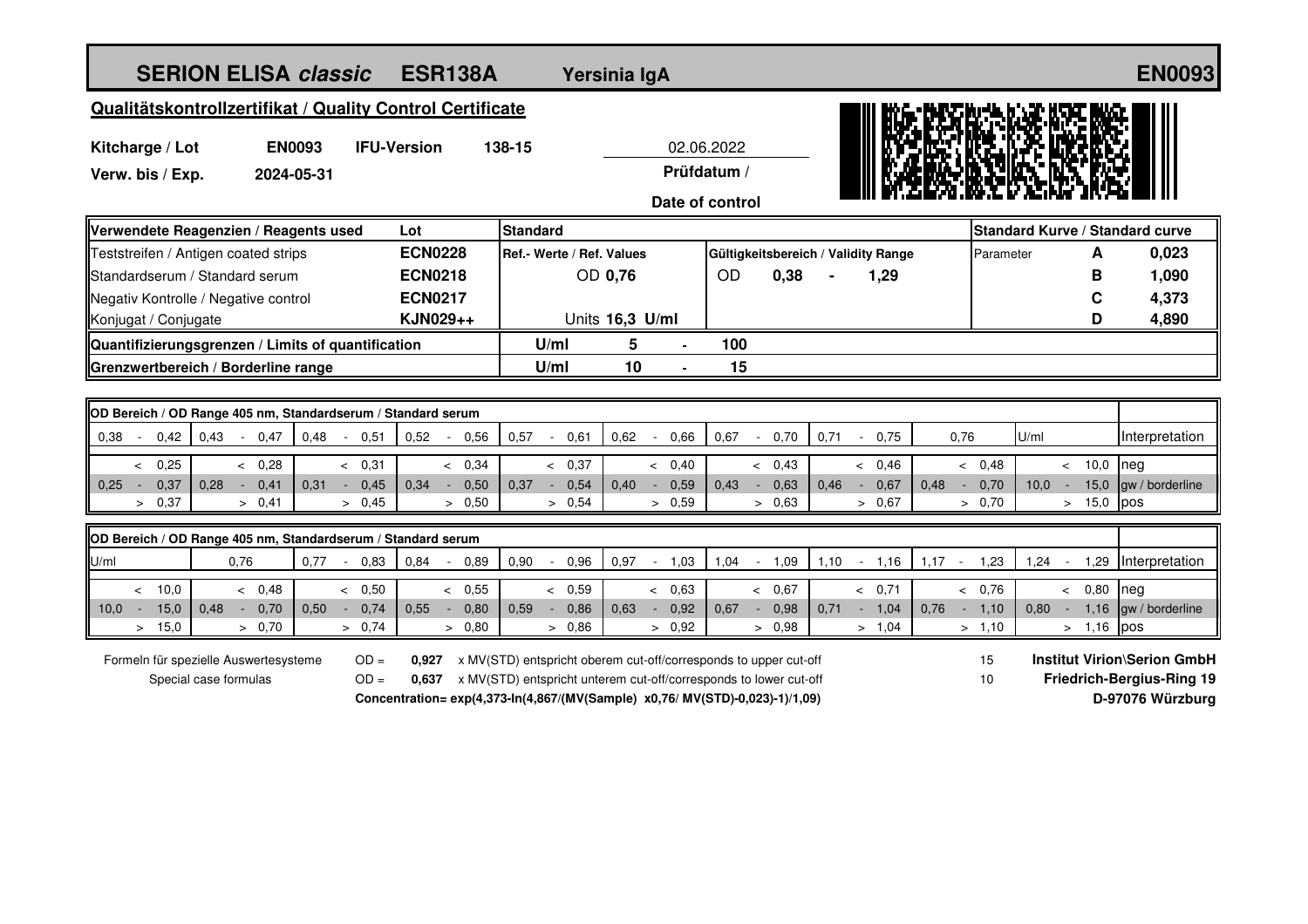# SERION ELISA *classic* ESR138A Yersinia IgA EN0093

## Qualitätskontrollzertifikat / Quality Control Certificate

**Kitcharge / Lot** **EN0093** **IFU-Version** **138-15**

**Verw. bis / Exp.** **2024-05-31**

02.06.2022
**Prüfdatum / Date of control**

| Verwendete Reagenzien / Reagents used | Lot | Standard | | Standard Kurve / Standard curve | |
|---|---|---|---|---|---|
| Teststreifen / Antigen coated strips | **ECN0228** | **Ref.- Werte / Ref. Values** | **Gültigkeitsbereich / Validity Range** | Parameter **A** | **0,023** |
| Standardserum / Standard serum | **ECN0218** | OD **0,76** | OD **0,38** - **1,29** | **B** | **1,090** |
| Negativ Kontrolle / Negative control | **ECN0217** | | | **C** | **4,373** |
| Konjugat / Conjugate | **KJN029++** | Units **16,3 U/ml** | | **D** | **4,890** |
| **Quantifizierungsgrenzen / Limits of quantification** | | **U/ml** **5** - **100** | | | |
| **Grenzwertbereich / Borderline range** | | **U/ml** **10** - **15** | | | |

| OD Bereich / OD Range 405 nm, Standardserum / Standard serum | | | | | | | | | | |
|---|---|---|---|---|---|---|---|---|---|---|
| 0,38 - 0,42 | 0,43 - 0,47 | 0,48 - 0,51 | 0,52 - 0,56 | 0,57 - 0,61 | 0,62 - 0,66 | 0,67 - 0,70 | 0,71 - 0,75 | 0,76 | U/ml | Interpretation |
| < 0,25 | < 0,28 | < 0,31 | < 0,34 | < 0,37 | < 0,40 | < 0,43 | < 0,46 | < 0,48 | < 10,0 | neg |
| 0,25 - 0,37 | 0,28 - 0,41 | 0,31 - 0,45 | 0,34 - 0,50 | 0,37 - 0,54 | 0,40 - 0,59 | 0,43 - 0,63 | 0,46 - 0,67 | 0,48 - 0,70 | 10,0 - 15,0 | gw / borderline |
| > 0,37 | > 0,41 | > 0,45 | > 0,50 | > 0,54 | > 0,59 | > 0,63 | > 0,67 | > 0,70 | > 15,0 | pos |

| OD Bereich / OD Range 405 nm, Standardserum / Standard serum | | | | | | | | | | |
|---|---|---|---|---|---|---|---|---|---|---|
| U/ml | 0,76 | 0,77 - 0,83 | 0,84 - 0,89 | 0,90 - 0,96 | 0,97 - 1,03 | 1,04 - 1,09 | 1,10 - 1,16 | 1,17 - 1,23 | 1,24 - 1,29 | Interpretation |
| < 10,0 | < 0,48 | < 0,50 | < 0,55 | < 0,59 | < 0,63 | < 0,67 | < 0,71 | < 0,76 | < 0,80 | neg |
| 10,0 - 15,0 | 0,48 - 0,70 | 0,50 - 0,74 | 0,55 - 0,80 | 0,59 - 0,86 | 0,63 - 0,92 | 0,67 - 0,98 | 0,71 - 1,04 | 0,76 - 1,10 | 0,80 - 1,16 | gw / borderline |
| > 15,0 | > 0,70 | > 0,74 | > 0,80 | > 0,86 | > 0,92 | > 0,98 | > 1,04 | > 1,10 | > 1,16 | pos |

Formeln für spezielle Auswertesysteme / Special case formulas

OD = **0,927** x MV(STD) entspricht oberem cut-off/corresponds to upper cut-off — 15

OD = **0,637** x MV(STD) entspricht unterem cut-off/corresponds to lower cut-off — 10

**Concentration= exp(4,373-ln(4,867/(MV(Sample) x0,76/ MV(STD)-0,023)-1)/1,09)**

**Institut Virion\Serion GmbH**
**Friedrich-Bergius-Ring 19**
**D-97076 Würzburg**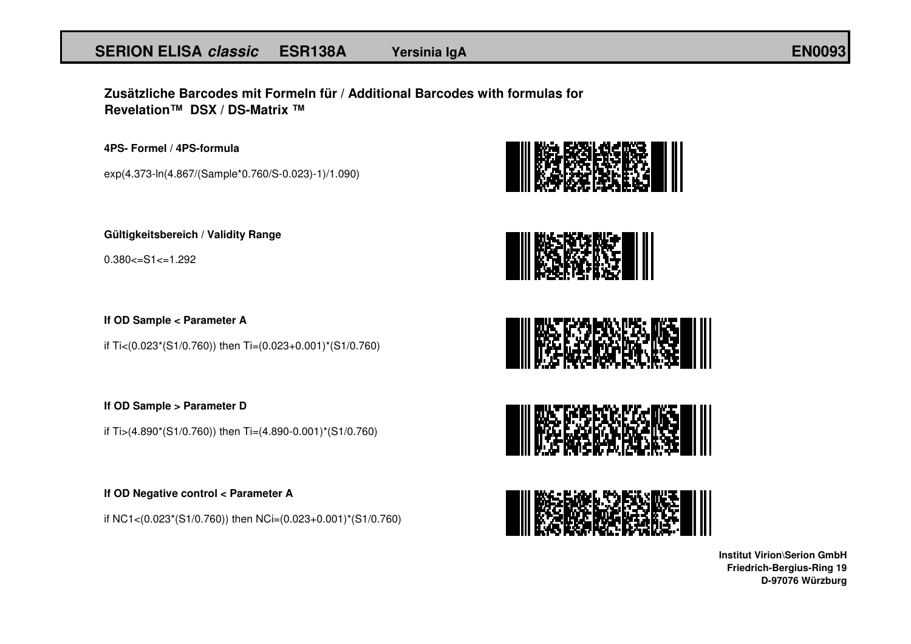# SERION ELISA *classic* ESR138A Yersinia IgA EN0093

## Zusätzliche Barcodes mit Formeln für / Additional Barcodes with formulas for Revelation™ DSX / DS-Matrix ™

**4PS- Formel / 4PS-formula**

exp(4.373-ln(4.867/(Sample*0.760/S-0.023)-1)/1.090)

**Gültigkeitsbereich / Validity Range**

0.380<=S1<=1.292

**If OD Sample < Parameter A**

if Ti<(0.023*(S1/0.760)) then Ti=(0.023+0.001)*(S1/0.760)

**If OD Sample > Parameter D**

if Ti>(4.890*(S1/0.760)) then Ti=(4.890-0.001)*(S1/0.760)

**If OD Negative control < Parameter A**

if NC1<(0.023*(S1/0.760)) then NCi=(0.023+0.001)*(S1/0.760)

**Institut Virion\Serion GmbH**
**Friedrich-Bergius-Ring 19**
**D-97076 Würzburg**